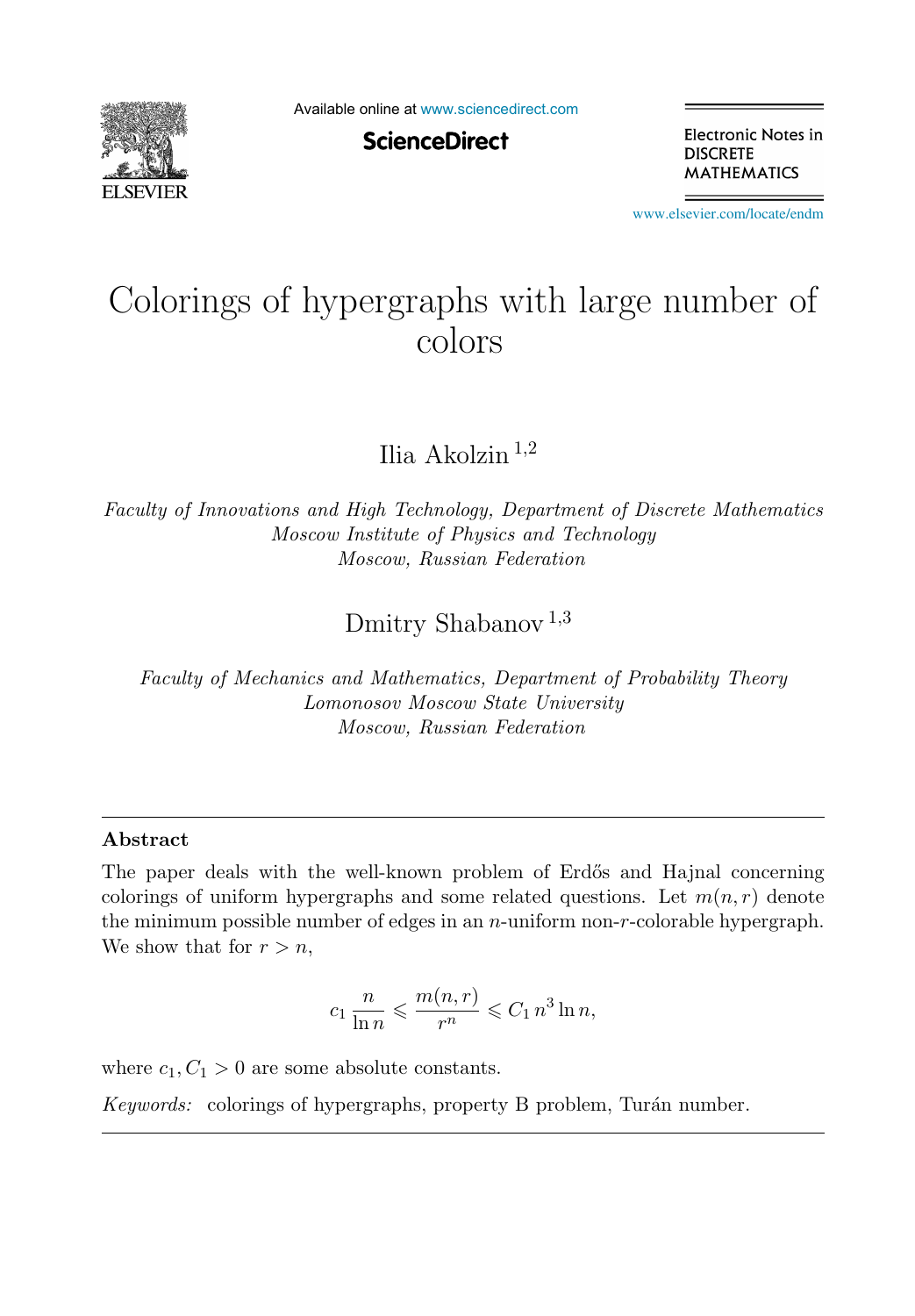# Colorings of hypergraphs with large number of colors

Ilia Akolzin [1,2]

*Faculty of Innovations and High Technology, Department of Discrete Mathematics*
*Moscow Institute of Physics and Technology*
*Moscow, Russian Federation*

Dmitry Shabanov [1,3]

*Faculty of Mechanics and Mathematics, Department of Probability Theory*
*Lomonosov Moscow State University*
*Moscow, Russian Federation*

---

## Abstract

The paper deals with the well-known problem of Erdős and Hajnal concerning colorings of uniform hypergraphs and some related questions. Let $m(n,r)$ denote the minimum possible number of edges in an $n$-uniform non-$r$-colorable hypergraph. We show that for $r > n$,

$$c_1 \frac{n}{\ln n} \leqslant \frac{m(n,r)}{r^n} \leqslant C_1 n^3 \ln n,$$

where $c_1, C_1 > 0$ are some absolute constants.

*Keywords:* colorings of hypergraphs, property B problem, Turán number.

---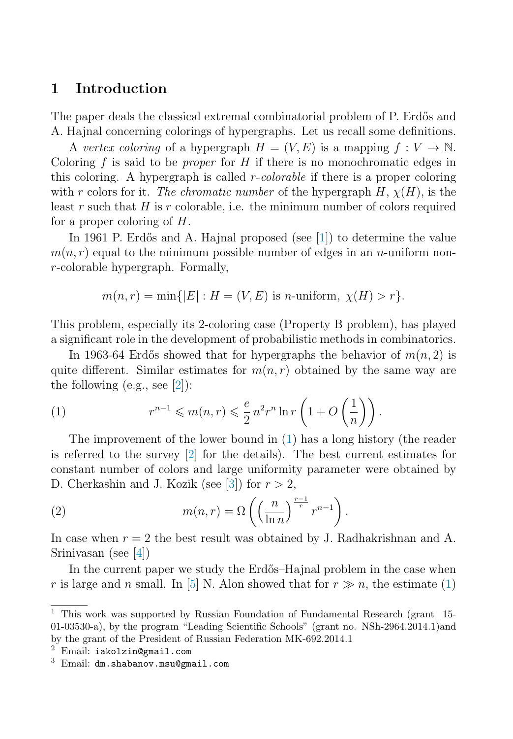## 1 Introduction

The paper deals the classical extremal combinatorial problem of P. Erdős and A. Hajnal concerning colorings of hypergraphs. Let us recall some definitions.

A *vertex coloring* of a hypergraph $H = (V, E)$ is a mapping $f : V \to \mathbb{N}$. Coloring $f$ is said to be *proper* for $H$ if there is no monochromatic edges in this coloring. A hypergraph is called *$r$-colorable* if there is a proper coloring with $r$ colors for it. *The chromatic number* of the hypergraph $H$, $\chi(H)$, is the least $r$ such that $H$ is $r$ colorable, i.e. the minimum number of colors required for a proper coloring of $H$.

In 1961 P. Erdős and A. Hajnal proposed (see [1]) to determine the value $m(n, r)$ equal to the minimum possible number of edges in an $n$-uniform non-$r$-colorable hypergraph. Formally,

$$m(n, r) = \min\{|E| : H = (V, E) \text{ is } n\text{-uniform}, \ \chi(H) > r\}.$$

This problem, especially its 2-coloring case (Property B problem), has played a significant role in the development of probabilistic methods in combinatorics.

In 1963-64 Erdős showed that for hypergraphs the behavior of $m(n, 2)$ is quite different. Similar estimates for $m(n, r)$ obtained by the same way are the following (e.g., see [2]):

$$r^{n-1} \leqslant m(n, r) \leqslant \frac{e}{2}\, n^2 r^n \ln r \left(1 + O\left(\frac{1}{n}\right)\right). \tag{1}$$

The improvement of the lower bound in (1) has a long history (the reader is referred to the survey [2] for the details). The best current estimates for constant number of colors and large uniformity parameter were obtained by D. Cherkashin and J. Kozik (see [3]) for $r > 2$,

$$m(n, r) = \Omega\left(\left(\frac{n}{\ln n}\right)^{\frac{r-1}{r}} r^{n-1}\right). \tag{2}$$

In case when $r = 2$ the best result was obtained by J. Radhakrishnan and A. Srinivasan (see [4])

In the current paper we study the Erdős–Hajnal problem in the case when $r$ is large and $n$ small. In [5] N. Alon showed that for $r \gg n$, the estimate (1)

---

[1] This work was supported by Russian Foundation of Fundamental Research (grant 15-01-03530-a), by the program “Leading Scientific Schools” (grant no. NSh-2964.2014.1)and by the grant of the President of Russian Federation MK-692.2014.1

[2] Email: `iakolzin@gmail.com`

[3] Email: `dm.shabanov.msu@gmail.com`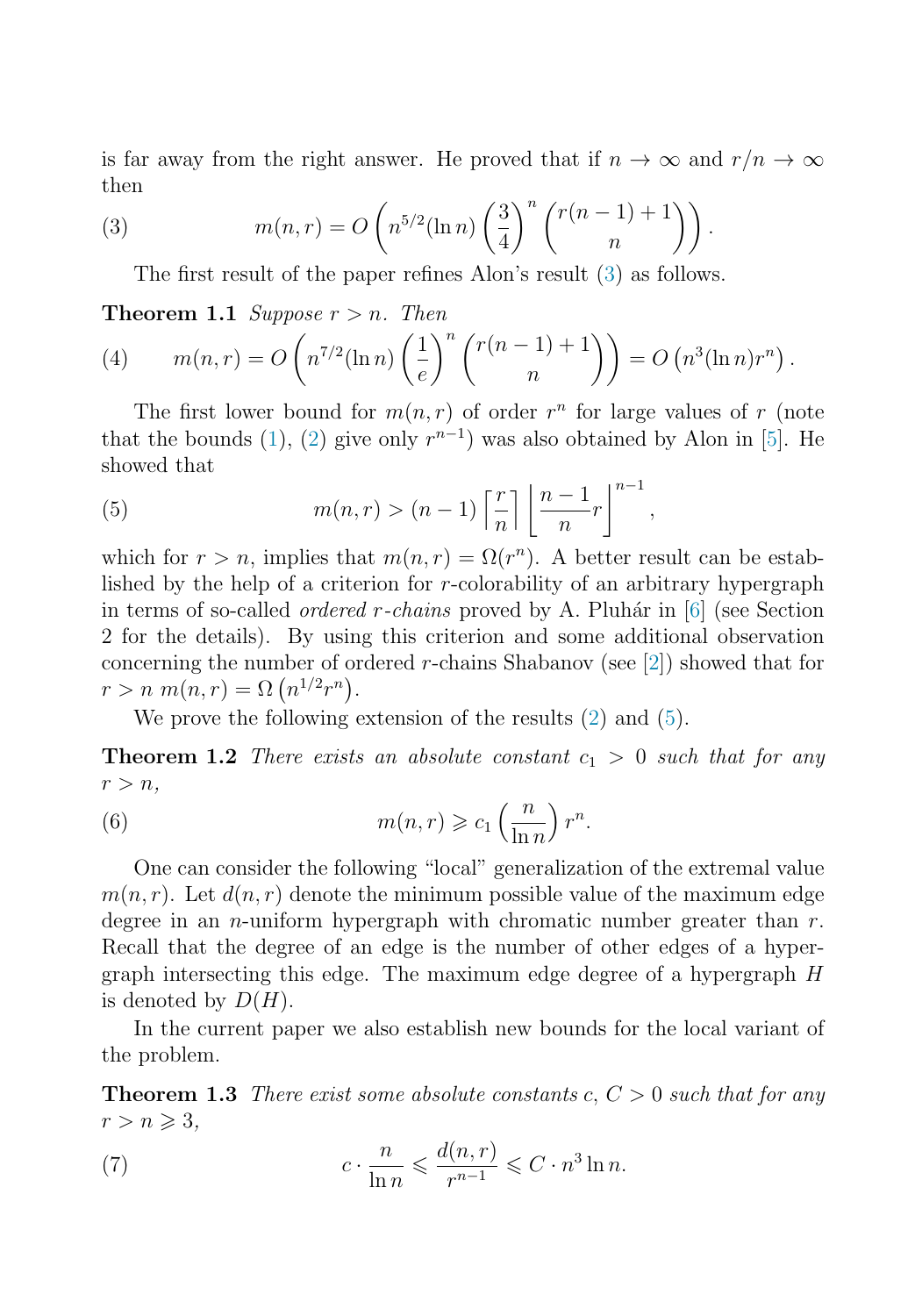is far away from the right answer. He proved that if $n \to \infty$ and $r/n \to \infty$ then

$$m(n,r) = O\left(n^{5/2}(\ln n)\left(\frac{3}{4}\right)^n \binom{r(n-1)+1}{n}\right). \tag{3}$$

The first result of the paper refines Alon's result (3) as follows.

**Theorem 1.1** *Suppose $r > n$. Then*

$$m(n,r) = O\left(n^{7/2}(\ln n)\left(\frac{1}{e}\right)^n \binom{r(n-1)+1}{n}\right) = O\left(n^3(\ln n) r^n\right). \tag{4}$$

The first lower bound for $m(n,r)$ of order $r^n$ for large values of $r$ (note that the bounds (1), (2) give only $r^{n-1}$) was also obtained by Alon in [5]. He showed that

$$m(n,r) > (n-1)\left\lceil \frac{r}{n} \right\rceil \left\lfloor \frac{n-1}{n} r \right\rfloor^{n-1}, \tag{5}$$

which for $r > n$, implies that $m(n,r) = \Omega(r^n)$. A better result can be established by the help of a criterion for $r$-colorability of an arbitrary hypergraph in terms of so-called *ordered $r$-chains* proved by A. Pluhár in [6] (see Section 2 for the details). By using this criterion and some additional observation concerning the number of ordered $r$-chains Shabanov (see [2]) showed that for $r > n$ $m(n,r) = \Omega\left(n^{1/2} r^n\right)$.

We prove the following extension of the results (2) and (5).

**Theorem 1.2** *There exists an absolute constant $c_1 > 0$ such that for any $r > n$,*

$$m(n,r) \geqslant c_1 \left(\frac{n}{\ln n}\right) r^n. \tag{6}$$

One can consider the following "local" generalization of the extremal value $m(n,r)$. Let $d(n,r)$ denote the minimum possible value of the maximum edge degree in an $n$-uniform hypergraph with chromatic number greater than $r$. Recall that the degree of an edge is the number of other edges of a hypergraph intersecting this edge. The maximum edge degree of a hypergraph $H$ is denoted by $D(H)$.

In the current paper we also establish new bounds for the local variant of the problem.

**Theorem 1.3** *There exist some absolute constants $c$, $C > 0$ such that for any $r > n \geqslant 3$,*

$$c \cdot \frac{n}{\ln n} \leqslant \frac{d(n,r)}{r^{n-1}} \leqslant C \cdot n^3 \ln n. \tag{7}$$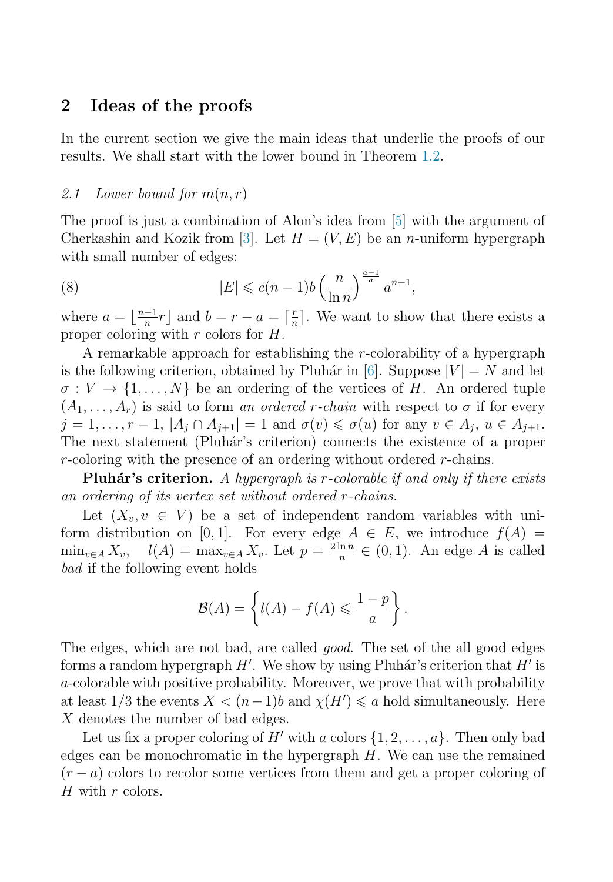## 2 Ideas of the proofs

In the current section we give the main ideas that underlie the proofs of our results. We shall start with the lower bound in Theorem 1.2.

### *2.1 Lower bound for $m(n, r)$*

The proof is just a combination of Alon's idea from [5] with the argument of Cherkashin and Kozik from [3]. Let $H = (V, E)$ be an $n$-uniform hypergraph with small number of edges:

$$|E| \leqslant c(n-1)b\left(\frac{n}{\ln n}\right)^{\frac{a-1}{a}} a^{n-1}, \tag{8}$$

where $a = \lfloor \frac{n-1}{n} r \rfloor$ and $b = r - a = \lceil \frac{r}{n} \rceil$. We want to show that there exists a proper coloring with $r$ colors for $H$.

A remarkable approach for establishing the $r$-colorability of a hypergraph is the following criterion, obtained by Pluhár in [6]. Suppose $|V| = N$ and let $\sigma : V \to \{1, \dots, N\}$ be an ordering of the vertices of $H$. An ordered tuple $(A_1, \dots, A_r)$ is said to form *an ordered $r$-chain* with respect to $\sigma$ if for every $j = 1, \dots, r-1$, $|A_j \cap A_{j+1}| = 1$ and $\sigma(v) \leqslant \sigma(u)$ for any $v \in A_j$, $u \in A_{j+1}$. The next statement (Pluhár's criterion) connects the existence of a proper $r$-coloring with the presence of an ordering without ordered $r$-chains.

**Pluhár's criterion.** *A hypergraph is $r$-colorable if and only if there exists an ordering of its vertex set without ordered $r$-chains.*

Let $(X_v, v \in V)$ be a set of independent random variables with uniform distribution on $[0, 1]$. For every edge $A \in E$, we introduce $f(A) = \min_{v \in A} X_v$, $\quad l(A) = \max_{v \in A} X_v$. Let $p = \frac{2 \ln n}{n} \in (0, 1)$. An edge $A$ is called *bad* if the following event holds

$$\mathcal{B}(A) = \left\{ l(A) - f(A) \leqslant \frac{1-p}{a} \right\}.$$

The edges, which are not bad, are called *good*. The set of the all good edges forms a random hypergraph $H'$. We show by using Pluhár's criterion that $H'$ is $a$-colorable with positive probability. Moreover, we prove that with probability at least $1/3$ the events $X < (n-1)b$ and $\chi(H') \leqslant a$ hold simultaneously. Here $X$ denotes the number of bad edges.

Let us fix a proper coloring of $H'$ with $a$ colors $\{1, 2, \dots, a\}$. Then only bad edges can be monochromatic in the hypergraph $H$. We can use the remained $(r-a)$ colors to recolor some vertices from them and get a proper coloring of $H$ with $r$ colors.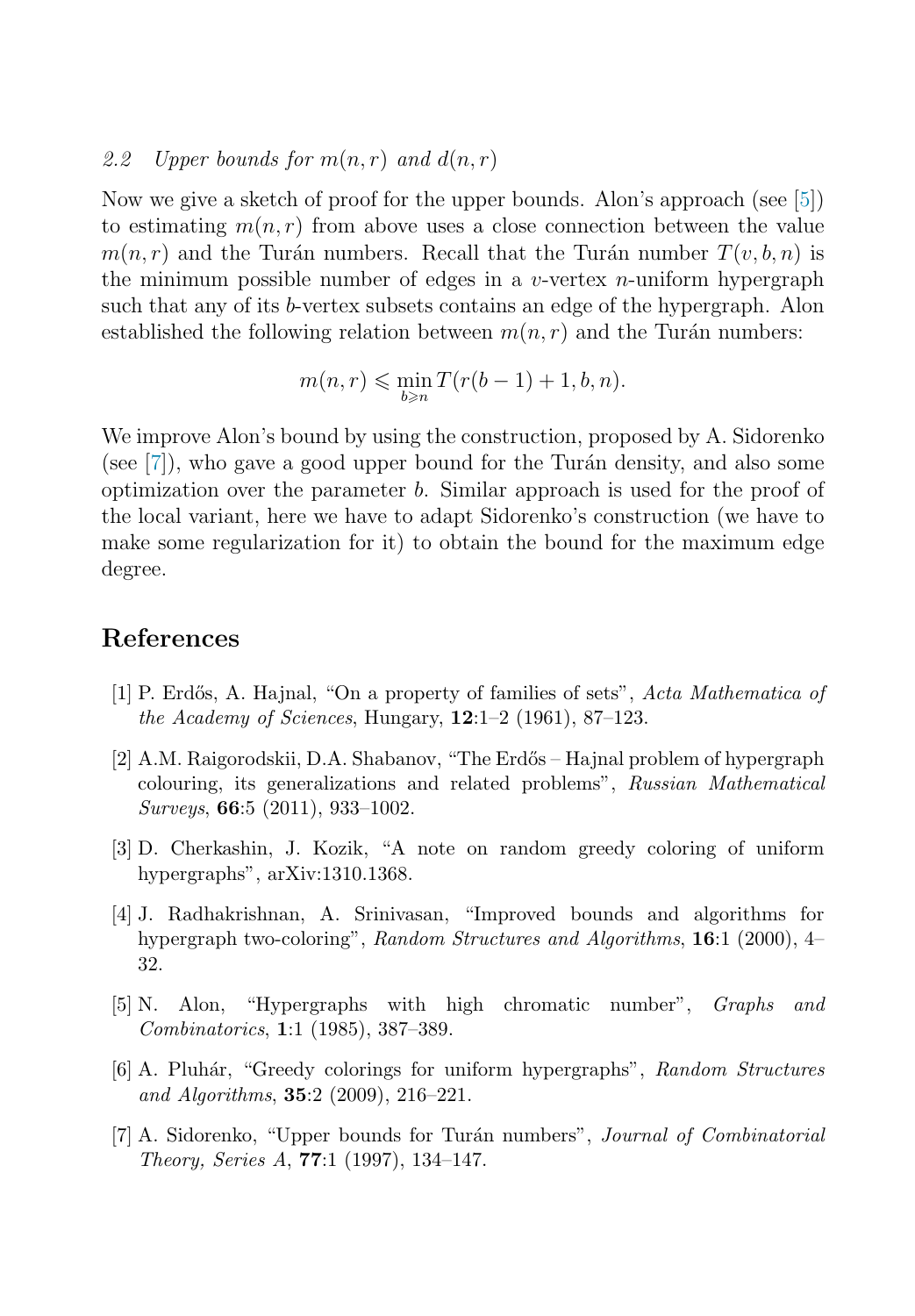### 2.2 *Upper bounds for $m(n, r)$ and $d(n, r)$*

Now we give a sketch of proof for the upper bounds. Alon's approach (see [5]) to estimating $m(n, r)$ from above uses a close connection between the value $m(n, r)$ and the Turán numbers. Recall that the Turán number $T(v, b, n)$ is the minimum possible number of edges in a $v$-vertex $n$-uniform hypergraph such that any of its $b$-vertex subsets contains an edge of the hypergraph. Alon established the following relation between $m(n, r)$ and the Turán numbers:

$$m(n, r) \leqslant \min_{b \geqslant n} T(r(b-1) + 1, b, n).$$

We improve Alon's bound by using the construction, proposed by A. Sidorenko (see [7]), who gave a good upper bound for the Turán density, and also some optimization over the parameter $b$. Similar approach is used for the proof of the local variant, here we have to adapt Sidorenko's construction (we have to make some regularization for it) to obtain the bound for the maximum edge degree.

## References

[1] P. Erdős, A. Hajnal, "On a property of families of sets", *Acta Mathematica of the Academy of Sciences*, Hungary, **12**:1–2 (1961), 87–123.

[2] A.M. Raigorodskii, D.A. Shabanov, "The Erdős – Hajnal problem of hypergraph colouring, its generalizations and related problems", *Russian Mathematical Surveys*, **66**:5 (2011), 933–1002.

[3] D. Cherkashin, J. Kozik, "A note on random greedy coloring of uniform hypergraphs", arXiv:1310.1368.

[4] J. Radhakrishnan, A. Srinivasan, "Improved bounds and algorithms for hypergraph two-coloring", *Random Structures and Algorithms*, **16**:1 (2000), 4–32.

[5] N. Alon, "Hypergraphs with high chromatic number", *Graphs and Combinatorics*, **1**:1 (1985), 387–389.

[6] A. Pluhár, "Greedy colorings for uniform hypergraphs", *Random Structures and Algorithms*, **35**:2 (2009), 216–221.

[7] A. Sidorenko, "Upper bounds for Turán numbers", *Journal of Combinatorial Theory, Series A*, **77**:1 (1997), 134–147.